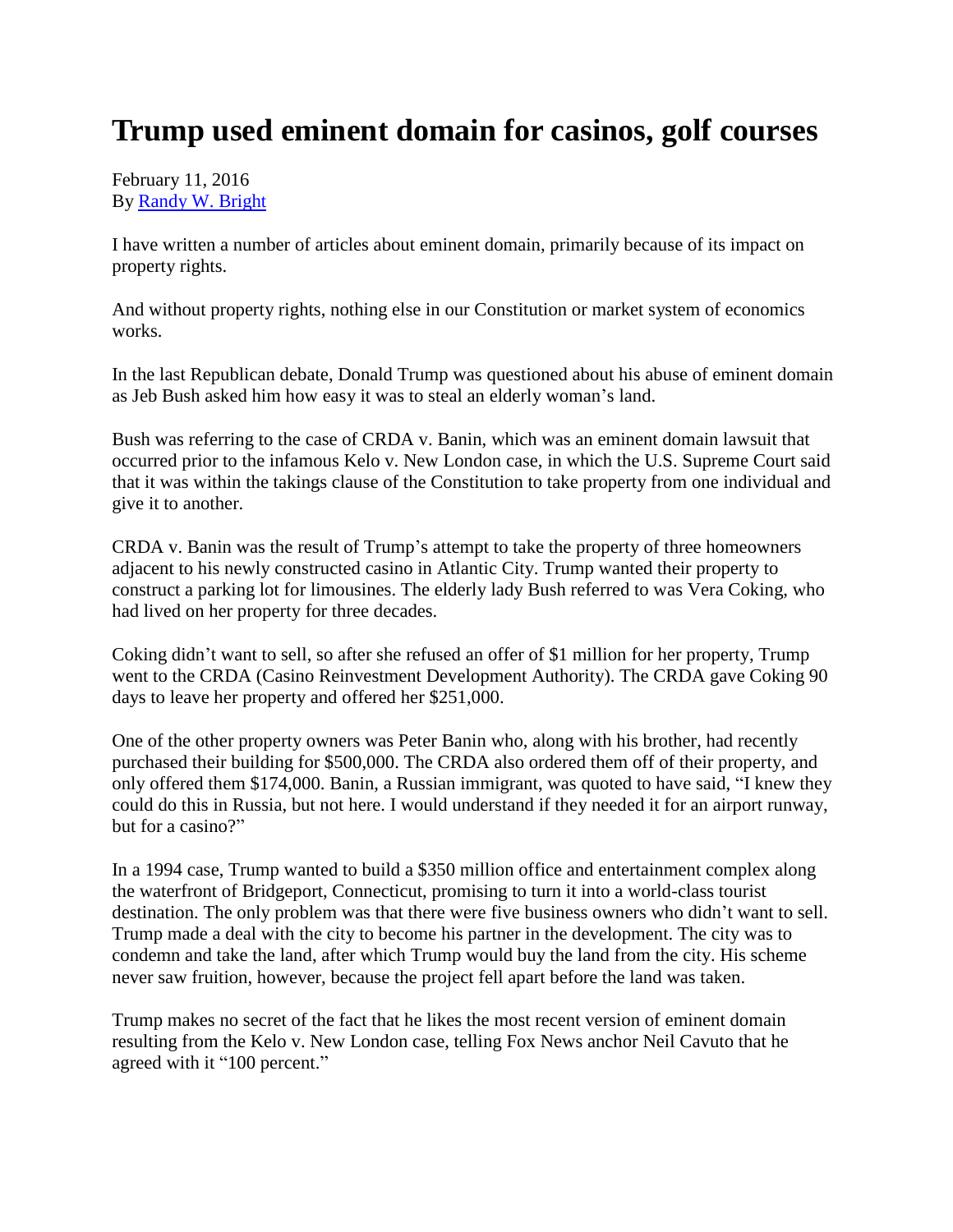# Trump used eminent domain for casinos, golf courses

February 11, 2016
By [Randy W. Bright]

I have written a number of articles about eminent domain, primarily because of its impact on property rights.

And without property rights, nothing else in our Constitution or market system of economics works.

In the last Republican debate, Donald Trump was questioned about his abuse of eminent domain as Jeb Bush asked him how easy it was to steal an elderly woman's land.

Bush was referring to the case of CRDA v. Banin, which was an eminent domain lawsuit that occurred prior to the infamous Kelo v. New London case, in which the U.S. Supreme Court said that it was within the takings clause of the Constitution to take property from one individual and give it to another.

CRDA v. Banin was the result of Trump's attempt to take the property of three homeowners adjacent to his newly constructed casino in Atlantic City. Trump wanted their property to construct a parking lot for limousines. The elderly lady Bush referred to was Vera Coking, who had lived on her property for three decades.

Coking didn't want to sell, so after she refused an offer of $1 million for her property, Trump went to the CRDA (Casino Reinvestment Development Authority). The CRDA gave Coking 90 days to leave her property and offered her $251,000.

One of the other property owners was Peter Banin who, along with his brother, had recently purchased their building for $500,000. The CRDA also ordered them off of their property, and only offered them $174,000. Banin, a Russian immigrant, was quoted to have said, "I knew they could do this in Russia, but not here. I would understand if they needed it for an airport runway, but for a casino?"

In a 1994 case, Trump wanted to build a $350 million office and entertainment complex along the waterfront of Bridgeport, Connecticut, promising to turn it into a world-class tourist destination. The only problem was that there were five business owners who didn't want to sell. Trump made a deal with the city to become his partner in the development. The city was to condemn and take the land, after which Trump would buy the land from the city. His scheme never saw fruition, however, because the project fell apart before the land was taken.

Trump makes no secret of the fact that he likes the most recent version of eminent domain resulting from the Kelo v. New London case, telling Fox News anchor Neil Cavuto that he agreed with it "100 percent."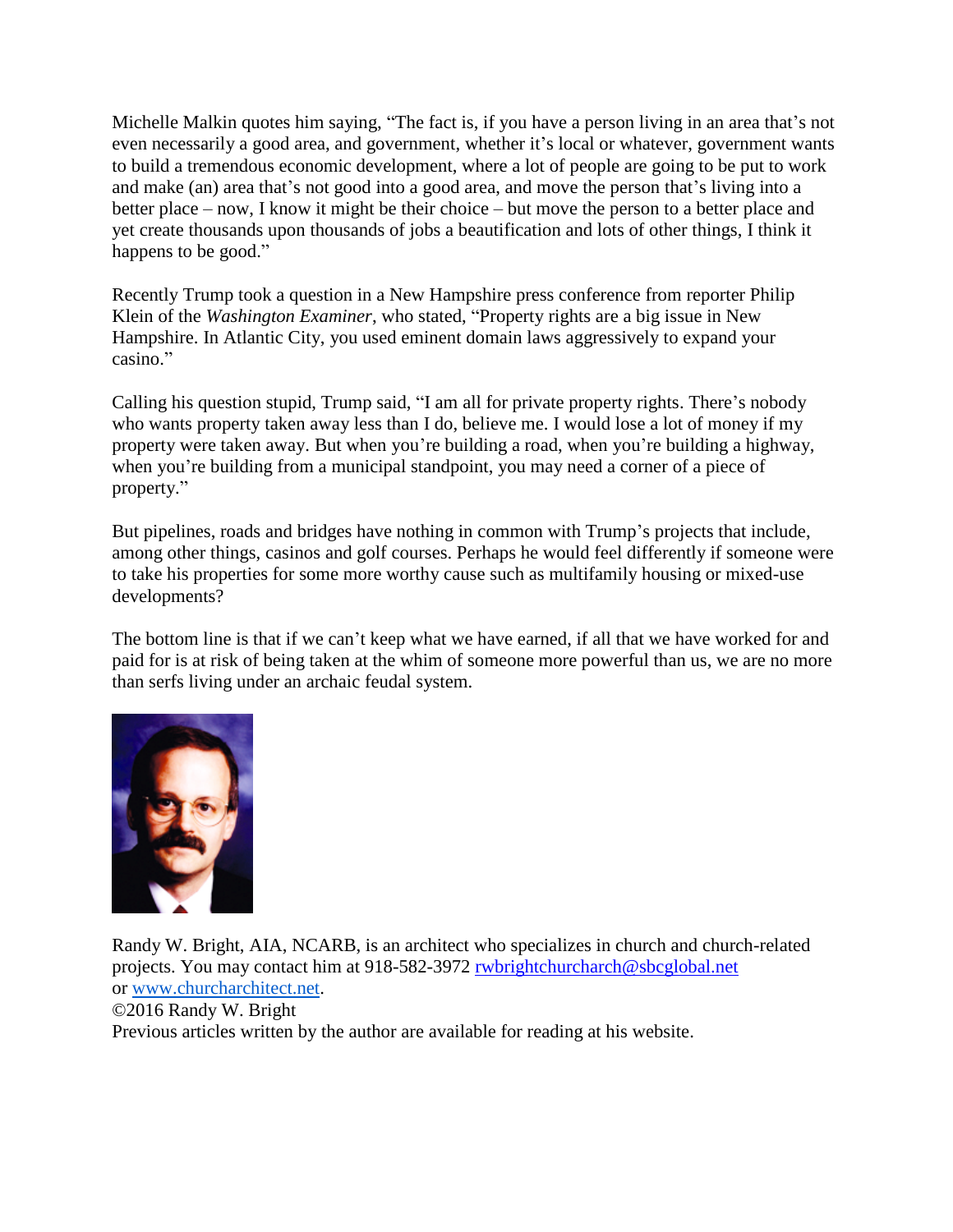Michelle Malkin quotes him saying, "The fact is, if you have a person living in an area that's not even necessarily a good area, and government, whether it's local or whatever, government wants to build a tremendous economic development, where a lot of people are going to be put to work and make (an) area that's not good into a good area, and move the person that's living into a better place – now, I know it might be their choice – but move the person to a better place and yet create thousands upon thousands of jobs a beautification and lots of other things, I think it happens to be good."

Recently Trump took a question in a New Hampshire press conference from reporter Philip Klein of the *Washington Examiner*, who stated, "Property rights are a big issue in New Hampshire. In Atlantic City, you used eminent domain laws aggressively to expand your casino."

Calling his question stupid, Trump said, "I am all for private property rights. There's nobody who wants property taken away less than I do, believe me. I would lose a lot of money if my property were taken away. But when you're building a road, when you're building a highway, when you're building from a municipal standpoint, you may need a corner of a piece of property."

But pipelines, roads and bridges have nothing in common with Trump's projects that include, among other things, casinos and golf courses. Perhaps he would feel differently if someone were to take his properties for some more worthy cause such as multifamily housing or mixed-use developments?

The bottom line is that if we can't keep what we have earned, if all that we have worked for and paid for is at risk of being taken at the whim of someone more powerful than us, we are no more than serfs living under an archaic feudal system.

Randy W. Bright, AIA, NCARB, is an architect who specializes in church and church-related projects. You may contact him at 918-582-3972 [rwbrightchurcharch@sbcglobal.net](mailto:rwbrightchurcharch@sbcglobal.net) or [www.churcharchitect.net](http://www.churcharchitect.net).

©2016 Randy W. Bright

Previous articles written by the author are available for reading at his website.